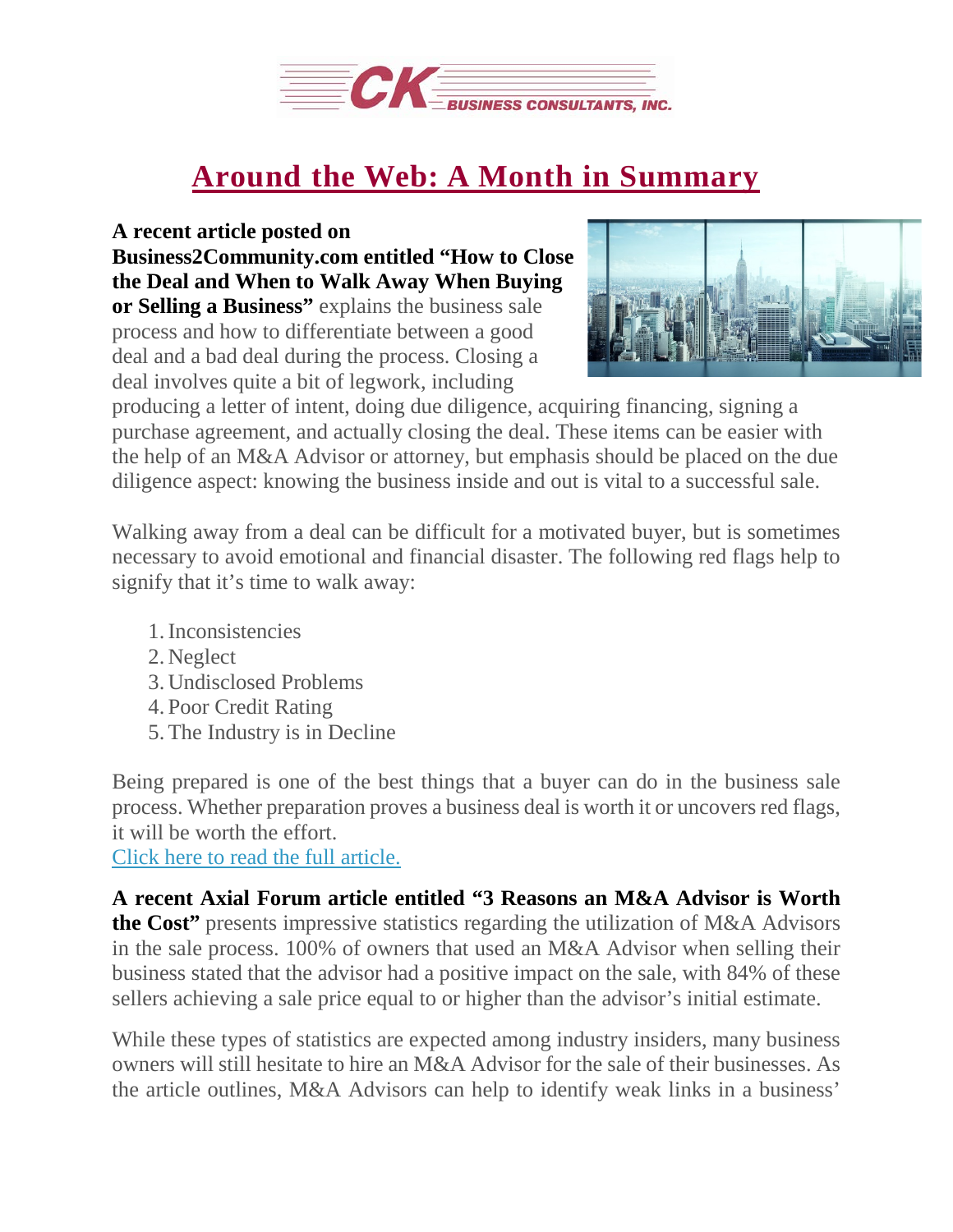# Around the Web: A Month in Summary

**A recent article posted on Business2Community.com entitled "How to Close the Deal and When to Walk Away When Buying or Selling a Business"** explains the business sale process and how to differentiate between a good deal and a bad deal during the process. Closing a deal involves quite a bit of legwork, including producing a letter of intent, doing due diligence, acquiring financing, signing a purchase agreement, and actually closing the deal. These items can be easier with the help of an M&A Advisor or attorney, but emphasis should be placed on the due diligence aspect: knowing the business inside and out is vital to a successful sale.

Walking away from a deal can be difficult for a motivated buyer, but is sometimes necessary to avoid emotional and financial disaster. The following red flags help to signify that it's time to walk away:

1. Inconsistencies
2. Neglect
3. Undisclosed Problems
4. Poor Credit Rating
5. The Industry is in Decline

Being prepared is one of the best things that a buyer can do in the business sale process. Whether preparation proves a business deal is worth it or uncovers red flags, it will be worth the effort.
Click here to read the full article.

**A recent Axial Forum article entitled "3 Reasons an M&A Advisor is Worth the Cost"** presents impressive statistics regarding the utilization of M&A Advisors in the sale process. 100% of owners that used an M&A Advisor when selling their business stated that the advisor had a positive impact on the sale, with 84% of these sellers achieving a sale price equal to or higher than the advisor's initial estimate.

While these types of statistics are expected among industry insiders, many business owners will still hesitate to hire an M&A Advisor for the sale of their businesses. As the article outlines, M&A Advisors can help to identify weak links in a business'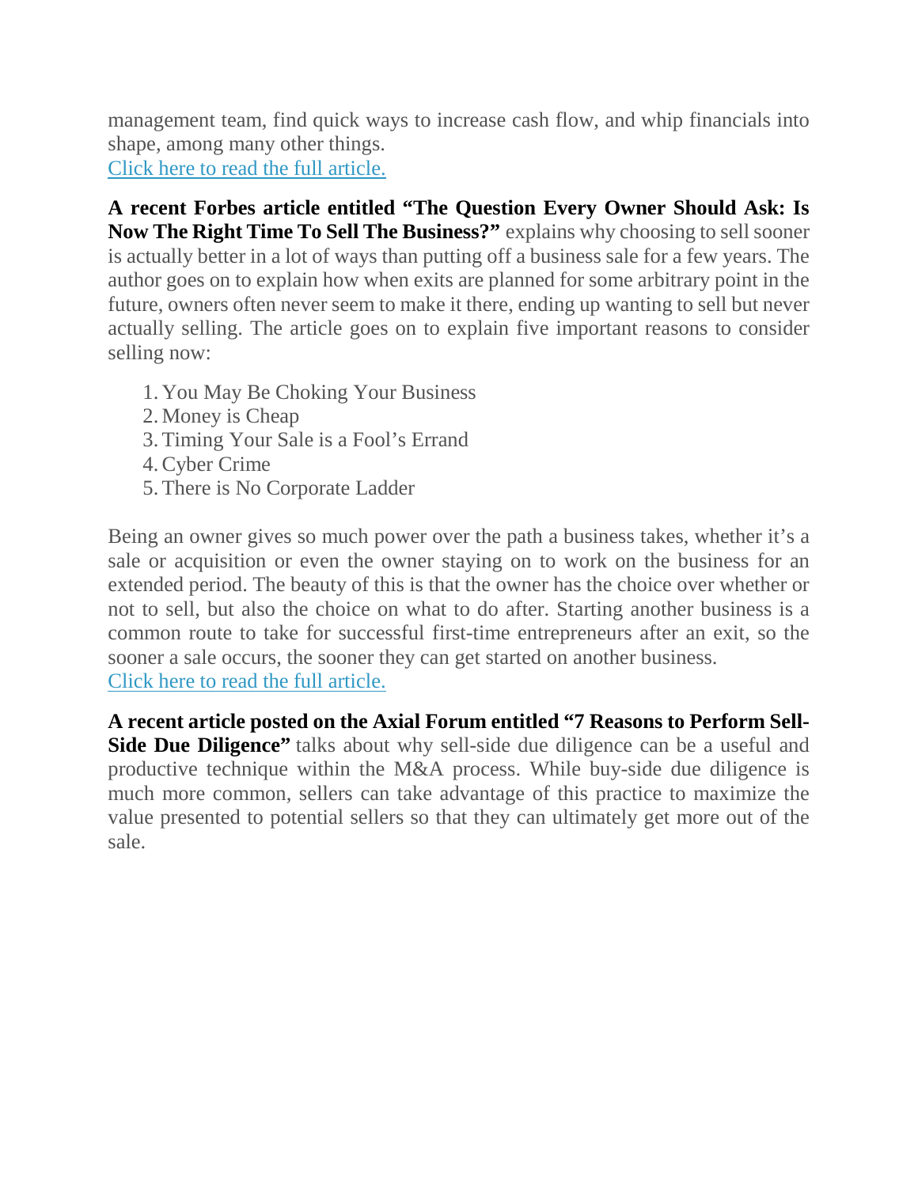management team, find quick ways to increase cash flow, and whip financials into shape, among many other things.
Click here to read the full article.

**A recent Forbes article entitled "The Question Every Owner Should Ask: Is Now The Right Time To Sell The Business?"** explains why choosing to sell sooner is actually better in a lot of ways than putting off a business sale for a few years. The author goes on to explain how when exits are planned for some arbitrary point in the future, owners often never seem to make it there, ending up wanting to sell but never actually selling. The article goes on to explain five important reasons to consider selling now:

1. You May Be Choking Your Business
2. Money is Cheap
3. Timing Your Sale is a Fool's Errand
4. Cyber Crime
5. There is No Corporate Ladder

Being an owner gives so much power over the path a business takes, whether it's a sale or acquisition or even the owner staying on to work on the business for an extended period. The beauty of this is that the owner has the choice over whether or not to sell, but also the choice on what to do after. Starting another business is a common route to take for successful first-time entrepreneurs after an exit, so the sooner a sale occurs, the sooner they can get started on another business.
Click here to read the full article.

**A recent article posted on the Axial Forum entitled "7 Reasons to Perform Sell-Side Due Diligence"** talks about why sell-side due diligence can be a useful and productive technique within the M&A process. While buy-side due diligence is much more common, sellers can take advantage of this practice to maximize the value presented to potential sellers so that they can ultimately get more out of the sale.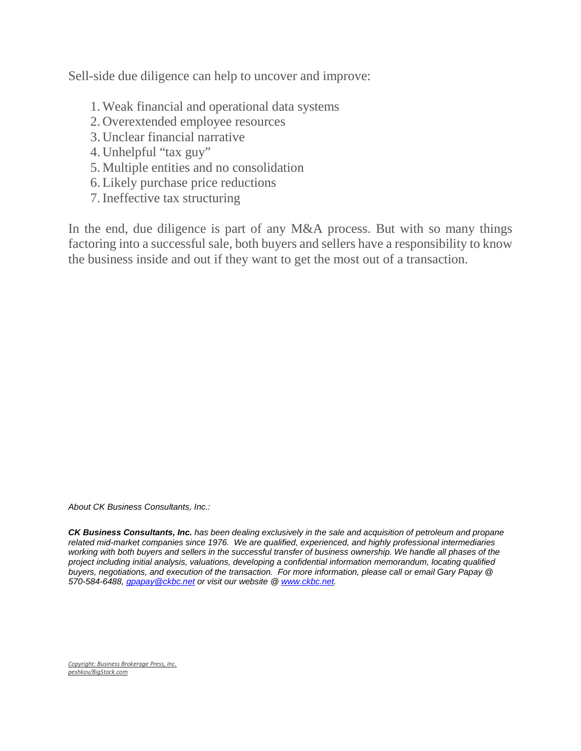Sell-side due diligence can help to uncover and improve:

1. Weak financial and operational data systems
2. Overextended employee resources
3. Unclear financial narrative
4. Unhelpful "tax guy"
5. Multiple entities and no consolidation
6. Likely purchase price reductions
7. Ineffective tax structuring

In the end, due diligence is part of any M&A process. But with so many things factoring into a successful sale, both buyers and sellers have a responsibility to know the business inside and out if they want to get the most out of a transaction.

*About CK Business Consultants, Inc.:*

***CK Business Consultants, Inc.*** *has been dealing exclusively in the sale and acquisition of petroleum and propane related mid-market companies since 1976. We are qualified, experienced, and highly professional intermediaries working with both buyers and sellers in the successful transfer of business ownership. We handle all phases of the project including initial analysis, valuations, developing a confidential information memorandum, locating qualified buyers, negotiations, and execution of the transaction. For more information, please call or email Gary Papay @ 570-584-6488, [gpapay@ckbc.net](mailto:gpapay@ckbc.net) or visit our website @ [www.ckbc.net](http://www.ckbc.net).*

*Copyright: Business Brokerage Press, Inc.*
*peshkov/BigStock.com*